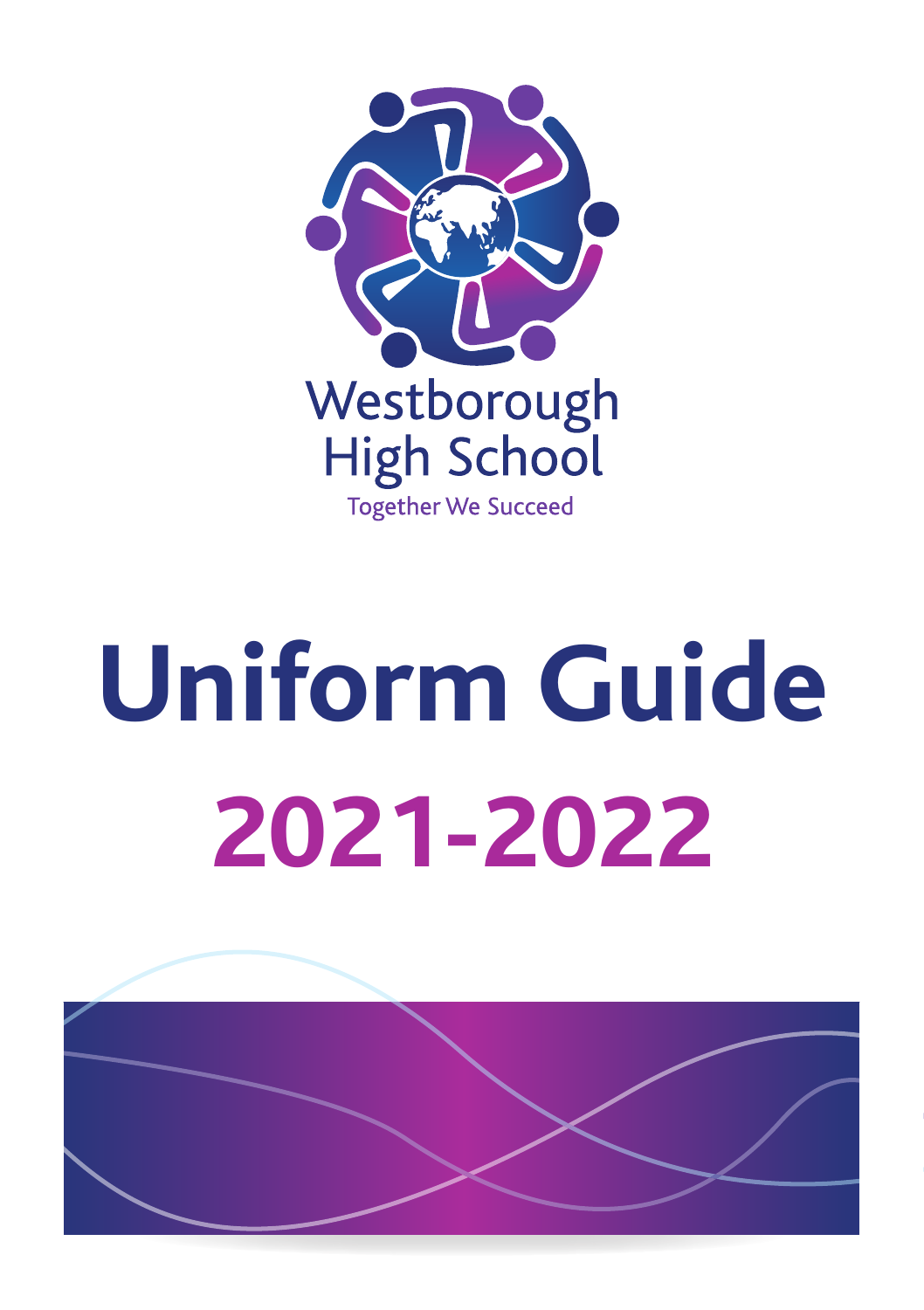Westborough High School

Together We Succeed

# Uniform Guide

# 2021-2022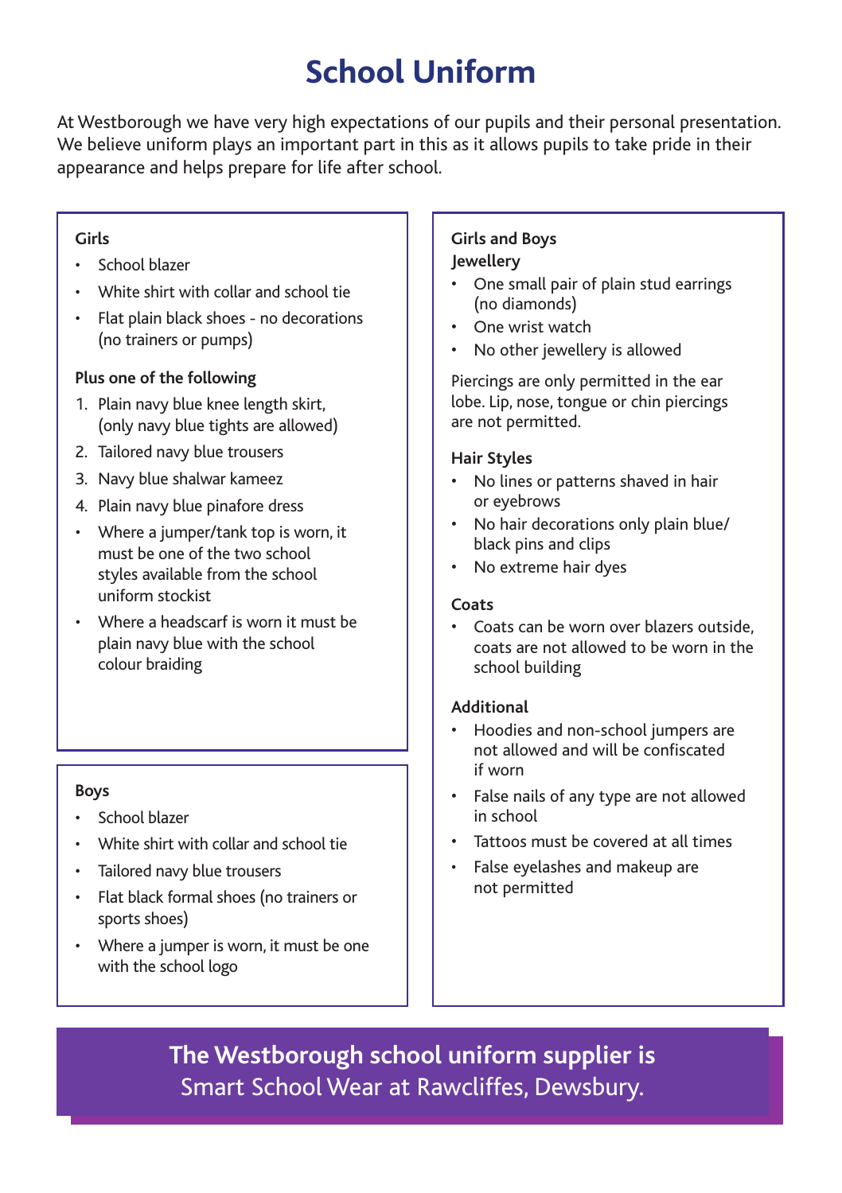# School Uniform

At Westborough we have very high expectations of our pupils and their personal presentation. We believe uniform plays an important part in this as it allows pupils to take pride in their appearance and helps prepare for life after school.

**Girls**

- School blazer
- White shirt with collar and school tie
- Flat plain black shoes - no decorations (no trainers or pumps)

**Plus one of the following**

1. Plain navy blue knee length skirt, (only navy blue tights are allowed)
2. Tailored navy blue trousers
3. Navy blue shalwar kameez
4. Plain navy blue pinafore dress

- Where a jumper/tank top is worn, it must be one of the two school styles available from the school uniform stockist
- Where a headscarf is worn it must be plain navy blue with the school colour braiding

**Boys**

- School blazer
- White shirt with collar and school tie
- Tailored navy blue trousers
- Flat black formal shoes (no trainers or sports shoes)
- Where a jumper is worn, it must be one with the school logo

**Girls and Boys**

**Jewellery**

- One small pair of plain stud earrings (no diamonds)
- One wrist watch
- No other jewellery is allowed

Piercings are only permitted in the ear lobe. Lip, nose, tongue or chin piercings are not permitted.

**Hair Styles**

- No lines or patterns shaved in hair or eyebrows
- No hair decorations only plain blue/black pins and clips
- No extreme hair dyes

**Coats**

- Coats can be worn over blazers outside, coats are not allowed to be worn in the school building

**Additional**

- Hoodies and non-school jumpers are not allowed and will be confiscated if worn
- False nails of any type are not allowed in school
- Tattoos must be covered at all times
- False eyelashes and makeup are not permitted

**The Westborough school uniform supplier is**
Smart School Wear at Rawcliffes, Dewsbury.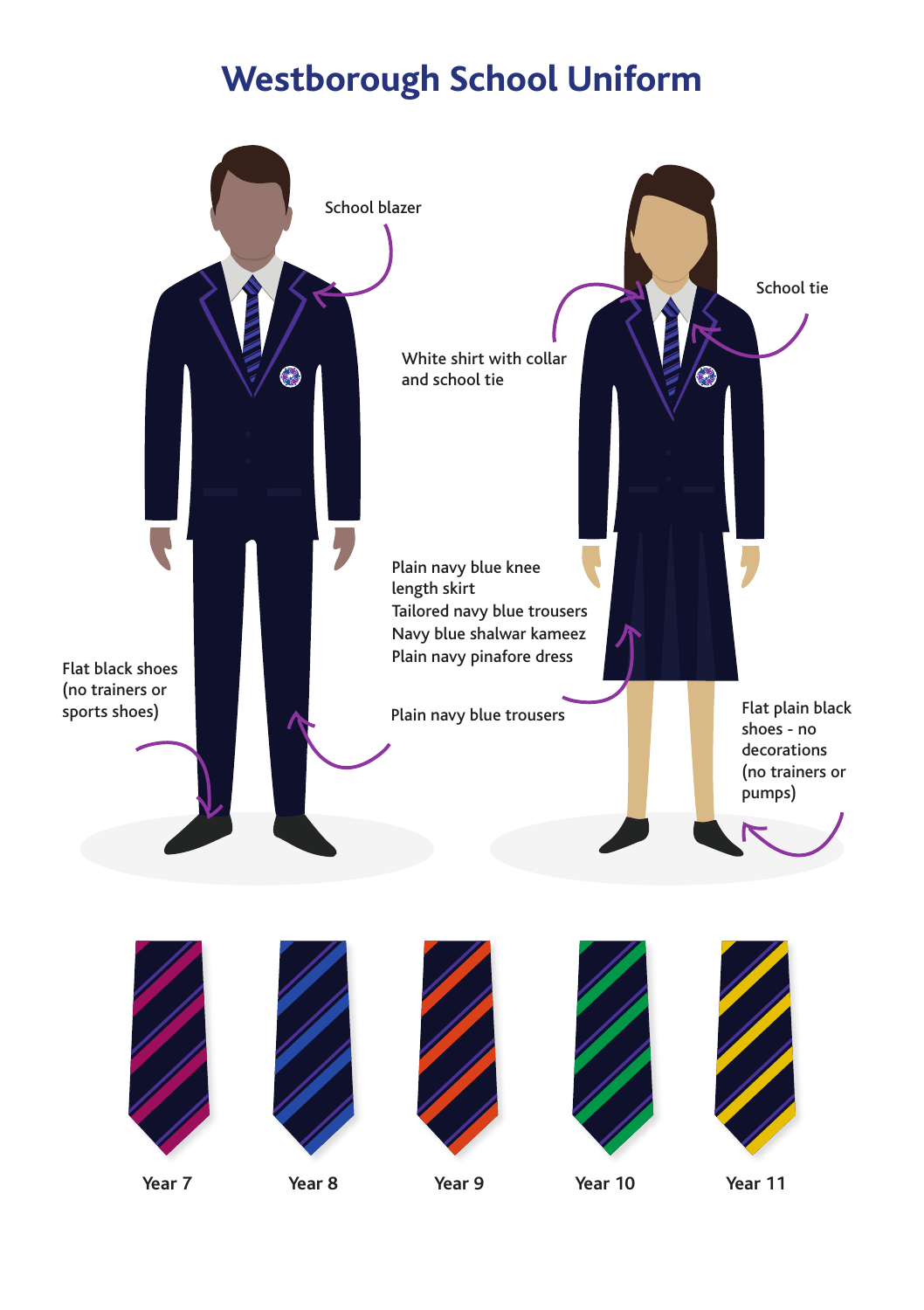# Westborough School Uniform

School blazer

White shirt with collar and school tie

School tie

Plain navy blue knee length skirt
Tailored navy blue trousers
Navy blue shalwar kameez
Plain navy pinafore dress

Flat black shoes (no trainers or sports shoes)

Plain navy blue trousers

Flat plain black shoes - no decorations (no trainers or pumps)

Year 7

Year 8

Year 9

Year 10

Year 11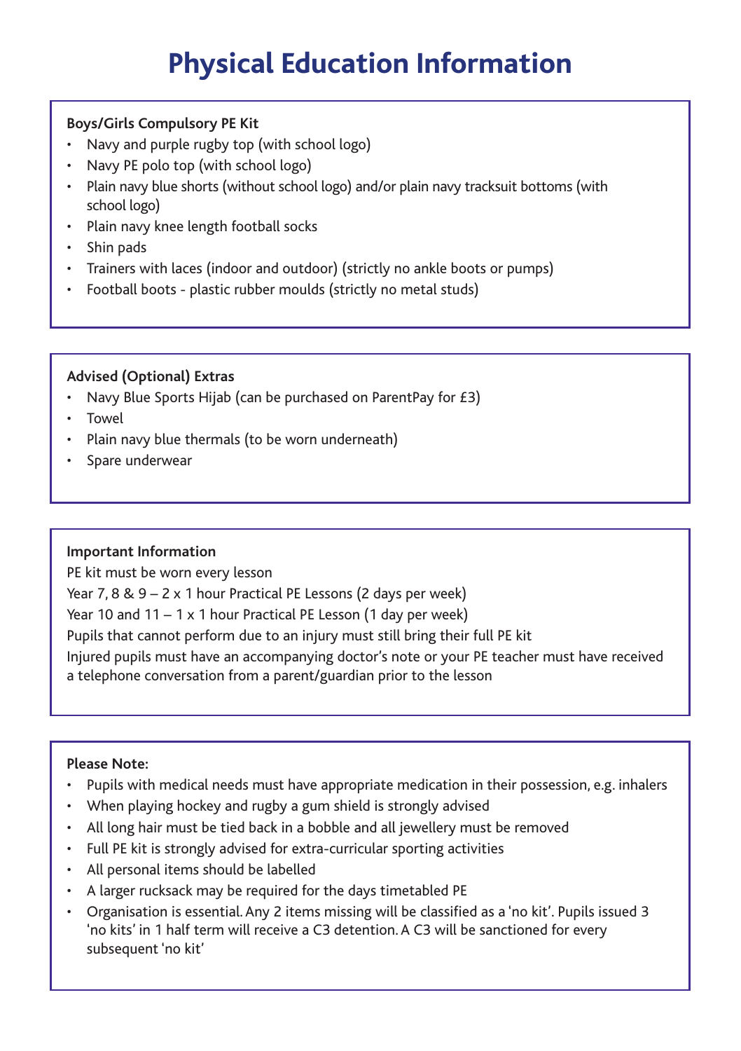# Physical Education Information

**Boys/Girls Compulsory PE Kit**

- Navy and purple rugby top (with school logo)
- Navy PE polo top (with school logo)
- Plain navy blue shorts (without school logo) and/or plain navy tracksuit bottoms (with school logo)
- Plain navy knee length football socks
- Shin pads
- Trainers with laces (indoor and outdoor) (strictly no ankle boots or pumps)
- Football boots - plastic rubber moulds (strictly no metal studs)

**Advised (Optional) Extras**

- Navy Blue Sports Hijab (can be purchased on ParentPay for £3)
- Towel
- Plain navy blue thermals (to be worn underneath)
- Spare underwear

**Important Information**

PE kit must be worn every lesson

Year 7, 8 & 9 – 2 x 1 hour Practical PE Lessons (2 days per week)

Year 10 and 11 – 1 x 1 hour Practical PE Lesson (1 day per week)

Pupils that cannot perform due to an injury must still bring their full PE kit

Injured pupils must have an accompanying doctor's note or your PE teacher must have received a telephone conversation from a parent/guardian prior to the lesson

**Please Note:**

- Pupils with medical needs must have appropriate medication in their possession, e.g. inhalers
- When playing hockey and rugby a gum shield is strongly advised
- All long hair must be tied back in a bobble and all jewellery must be removed
- Full PE kit is strongly advised for extra-curricular sporting activities
- All personal items should be labelled
- A larger rucksack may be required for the days timetabled PE
- Organisation is essential. Any 2 items missing will be classified as a 'no kit'. Pupils issued 3 'no kits' in 1 half term will receive a C3 detention. A C3 will be sanctioned for every subsequent 'no kit'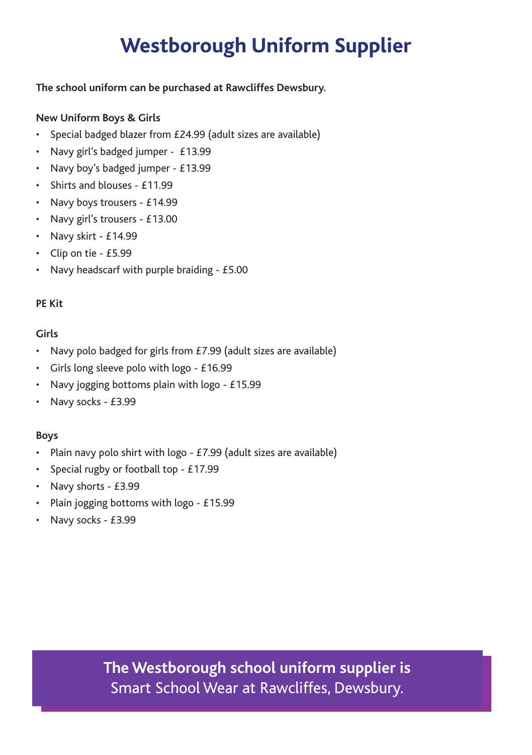# Westborough Uniform Supplier

**The school uniform can be purchased at Rawcliffes Dewsbury.**

**New Uniform Boys & Girls**

- Special badged blazer from £24.99 (adult sizes are available)
- Navy girl's badged jumper - £13.99
- Navy boy's badged jumper - £13.99
- Shirts and blouses - £11.99
- Navy boys trousers - £14.99
- Navy girl's trousers - £13.00
- Navy skirt - £14.99
- Clip on tie - £5.99
- Navy headscarf with purple braiding - £5.00

**PE Kit**

**Girls**

- Navy polo badged for girls from £7.99 (adult sizes are available)
- Girls long sleeve polo with logo - £16.99
- Navy jogging bottoms plain with logo - £15.99
- Navy socks - £3.99

**Boys**

- Plain navy polo shirt with logo - £7.99 (adult sizes are available)
- Special rugby or football top - £17.99
- Navy shorts - £3.99
- Plain jogging bottoms with logo - £15.99
- Navy socks - £3.99

**The Westborough school uniform supplier is**
Smart School Wear at Rawcliffes, Dewsbury.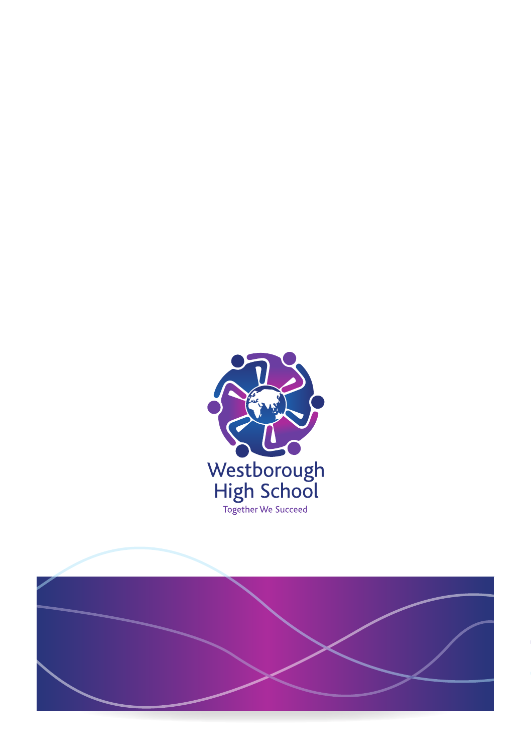Westborough High School

Together We Succeed